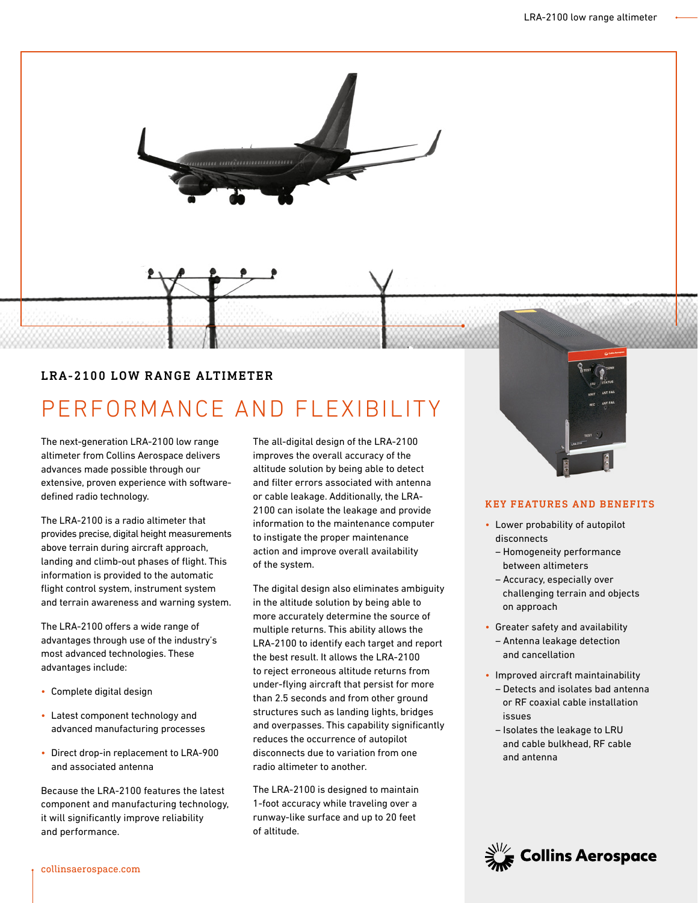## LRA-2100 LOW RANGE ALTIMETER

# PERFORMANCE AND FLEXIBILITY

The next-generation LRA-2100 low range altimeter from Collins Aerospace delivers advances made possible through our extensive, proven experience with software-defined radio technology.

The LRA-2100 is a radio altimeter that provides precise, digital height measurements above terrain during aircraft approach, landing and climb-out phases of flight. This information is provided to the automatic flight control system, instrument system and terrain awareness and warning system.

The LRA-2100 offers a wide range of advantages through use of the industry's most advanced technologies. These advantages include:

- Complete digital design
- Latest component technology and advanced manufacturing processes
- Direct drop-in replacement to LRA-900 and associated antenna

Because the LRA-2100 features the latest component and manufacturing technology, it will significantly improve reliability and performance.

The all-digital design of the LRA-2100 improves the overall accuracy of the altitude solution by being able to detect and filter errors associated with antenna or cable leakage. Additionally, the LRA-2100 can isolate the leakage and provide information to the maintenance computer to instigate the proper maintenance action and improve overall availability of the system.

The digital design also eliminates ambiguity in the altitude solution by being able to more accurately determine the source of multiple returns. This ability allows the LRA-2100 to identify each target and report the best result. It allows the LRA-2100 to reject erroneous altitude returns from under-flying aircraft that persist for more than 2.5 seconds and from other ground structures such as landing lights, bridges and overpasses. This capability significantly reduces the occurrence of autopilot disconnects due to variation from one radio altimeter to another.

The LRA-2100 is designed to maintain 1-foot accuracy while traveling over a runway-like surface and up to 20 feet of altitude.

### KEY FEATURES AND BENEFITS

- Lower probability of autopilot disconnects
  - Homogeneity performance between altimeters
  - Accuracy, especially over challenging terrain and objects on approach
- Greater safety and availability
  - Antenna leakage detection and cancellation
- Improved aircraft maintainability
  - Detects and isolates bad antenna or RF coaxial cable installation issues
  - Isolates the leakage to LRU and cable bulkhead, RF cable and antenna

collinsaerospace.com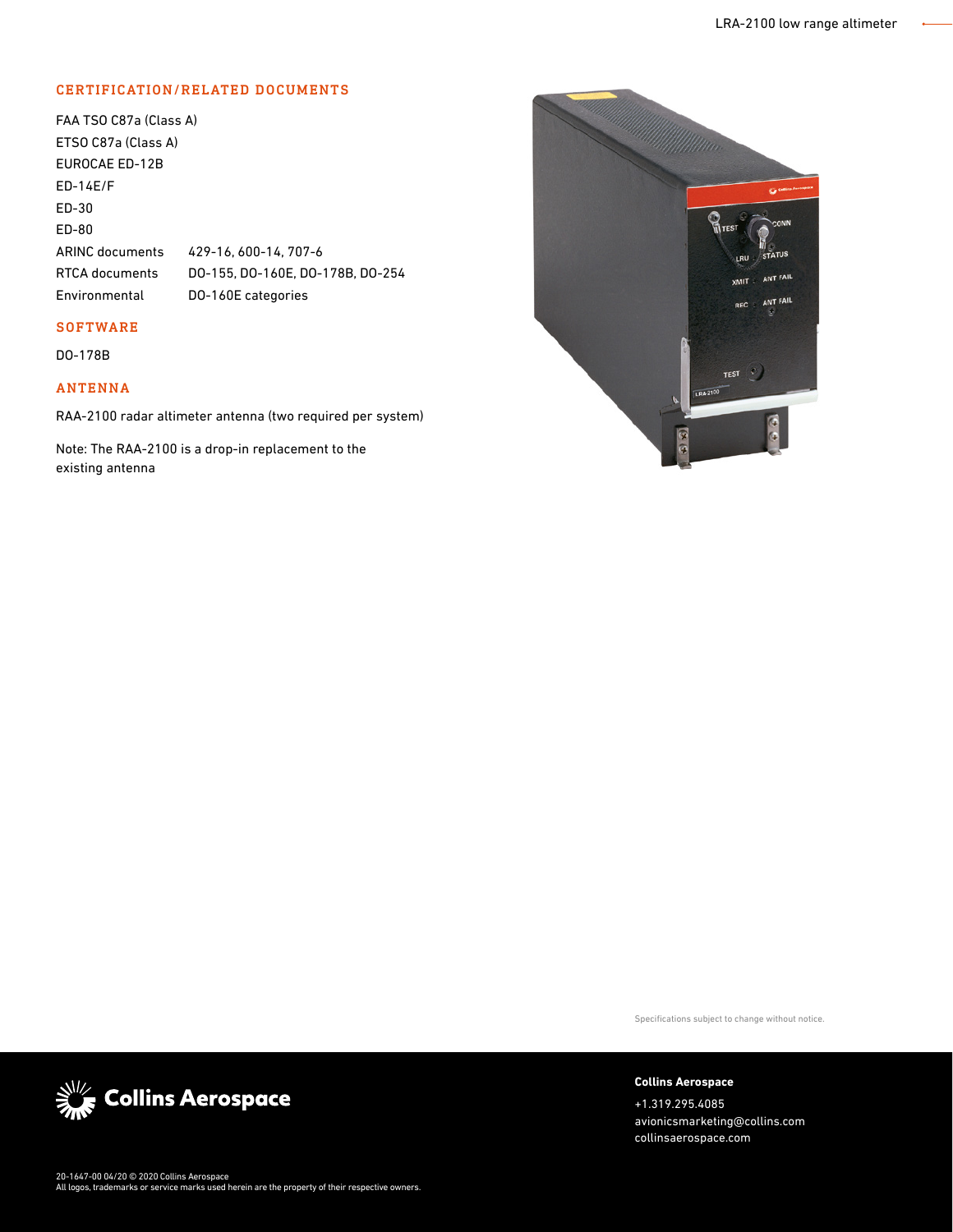## CERTIFICATION/RELATED DOCUMENTS

FAA TSO C87a (Class A)
ETSO C87a (Class A)
EUROCAE ED-12B
ED-14E/F
ED-30
ED-80

| | |
|---|---|
| ARINC documents | 429-16, 600-14, 707-6 |
| RTCA documents | DO-155, DO-160E, DO-178B, DO-254 |
| Environmental | DO-160E categories |

## SOFTWARE

DO-178B

## ANTENNA

RAA-2100 radar altimeter antenna (two required per system)

Note: The RAA-2100 is a drop-in replacement to the existing antenna

Specifications subject to change without notice.

**Collins Aerospace**
+1.319.295.4085
avionicsmarketing@collins.com
collinsaerospace.com

20-1647-00 04/20 © 2020 Collins Aerospace
All logos, trademarks or service marks used herein are the property of their respective owners.